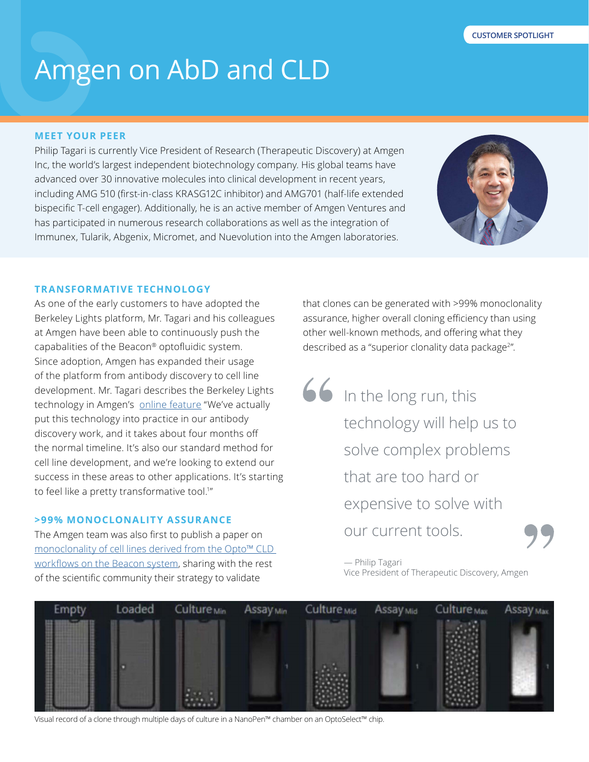CUSTOMER SPOTLIGHT

# Amgen on AbD and CLD

## MEET YOUR PEER

Philip Tagari is currently Vice President of Research (Therapeutic Discovery) at Amgen Inc, the world's largest independent biotechnology company. His global teams have advanced over 30 innovative molecules into clinical development in recent years, including AMG 510 (first-in-class KRASG12C inhibitor) and AMG701 (half-life extended bispecific T-cell engager). Additionally, he is an active member of Amgen Ventures and has participated in numerous research collaborations as well as the integration of Immunex, Tularik, Abgenix, Micromet, and Nuevolution into the Amgen laboratories.

## TRANSFORMATIVE TECHNOLOGY

As one of the early customers to have adopted the Berkeley Lights platform, Mr. Tagari and his colleagues at Amgen have been able to continuously push the capabalities of the Beacon® optofluidic system. Since adoption, Amgen has expanded their usage of the platform from antibody discovery to cell line development. Mr. Tagari describes the Berkeley Lights technology in Amgen's online feature "We've actually put this technology into practice in our antibody discovery work, and it takes about four months off the normal timeline. It's also our standard method for cell line development, and we're looking to extend our success in these areas to other applications. It's starting to feel like a pretty transformative tool.[1]"

## >99% MONOCLONALITY ASSURANCE

The Amgen team was also first to publish a paper on monoclonality of cell lines derived from the Opto™ CLD workflows on the Beacon system, sharing with the rest of the scientific community their strategy to validate that clones can be generated with >99% monoclonality assurance, higher overall cloning efficiency than using other well-known methods, and offering what they described as a "superior clonality data package[2]".

> In the long run, this technology will help us to solve complex problems that are too hard or expensive to solve with our current tools.
>
> — Philip Tagari
> Vice President of Therapeutic Discovery, Amgen

Visual record of a clone through multiple days of culture in a NanoPen™ chamber on an OptoSelect™ chip.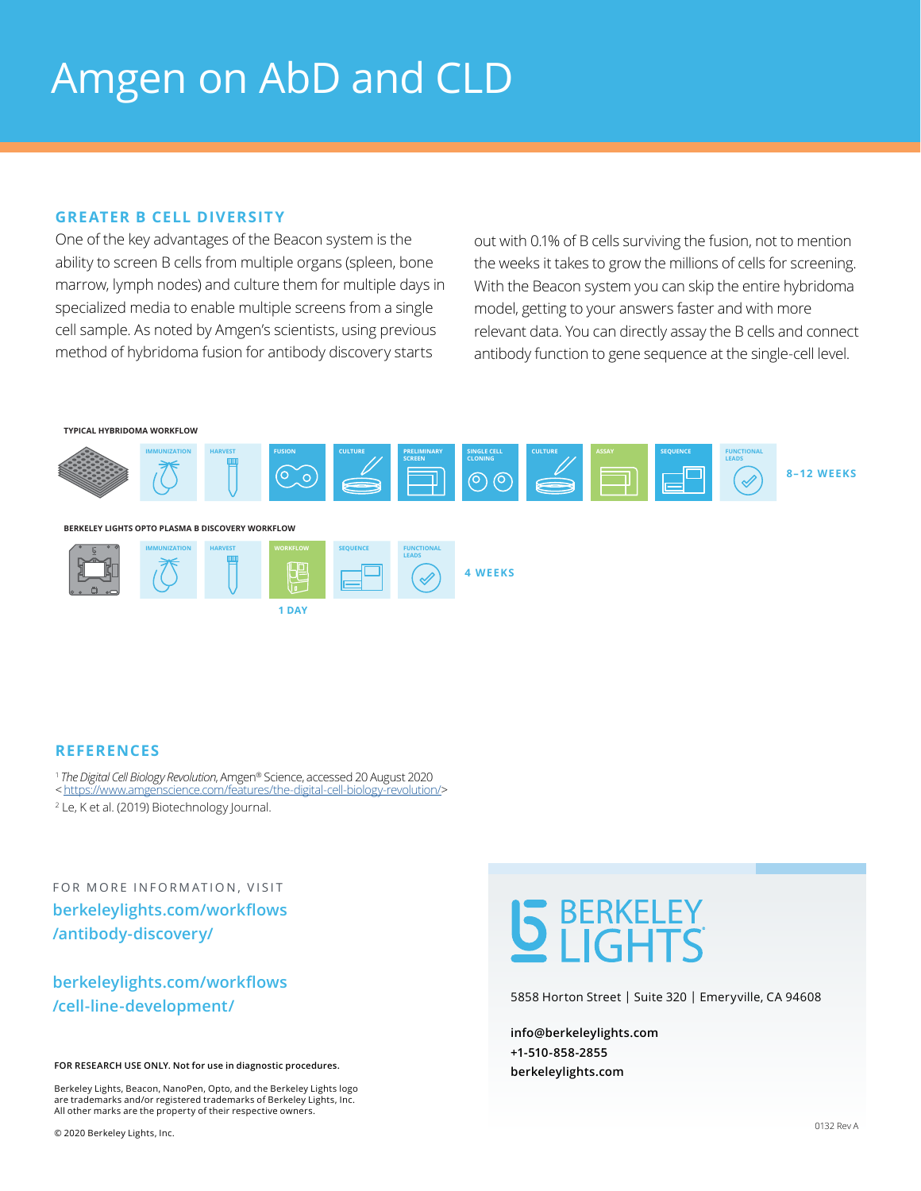# Amgen on AbD and CLD

## GREATER B CELL DIVERSITY

One of the key advantages of the Beacon system is the ability to screen B cells from multiple organs (spleen, bone marrow, lymph nodes) and culture them for multiple days in specialized media to enable multiple screens from a single cell sample. As noted by Amgen's scientists, using previous method of hybridoma fusion for antibody discovery starts out with 0.1% of B cells surviving the fusion, not to mention the weeks it takes to grow the millions of cells for screening. With the Beacon system you can skip the entire hybridoma model, getting to your answers faster and with more relevant data. You can directly assay the B cells and connect antibody function to gene sequence at the single-cell level.

TYPICAL HYBRIDOMA WORKFLOW

IMMUNIZATION
HARVEST
FUSION
CULTURE
PRELIMINARY SCREEN
SINGLE CELL CLONING
CULTURE
ASSAY
SEQUENCE
FUNCTIONAL LEADS
8–12 WEEKS

BERKELEY LIGHTS OPTO PLASMA B DISCOVERY WORKFLOW

IMMUNIZATION
HARVEST
WORKFLOW
SEQUENCE
FUNCTIONAL LEADS
4 WEEKS
1 DAY

## REFERENCES

[1] *The Digital Cell Biology Revolution*, Amgen® Science, accessed 20 August 2020 <https://www.amgenscience.com/features/the-digital-cell-biology-revolution/>

[2] Le, K et al. (2019) Biotechnology Journal.

FOR MORE INFORMATION, VISIT

berkeleylights.com/workflows/antibody-discovery/

berkeleylights.com/workflows/cell-line-development/

**FOR RESEARCH USE ONLY. Not for use in diagnostic procedures.**

Berkeley Lights, Beacon, NanoPen, Opto, and the Berkeley Lights logo are trademarks and/or registered trademarks of Berkeley Lights, Inc. All other marks are the property of their respective owners.

© 2020 Berkeley Lights, Inc.

BERKELEY LIGHTS

5858 Horton Street | Suite 320 | Emeryville, CA 94608

**info@berkeleylights.com**
**+1-510-858-2855**
**berkeleylights.com**

0132 Rev A